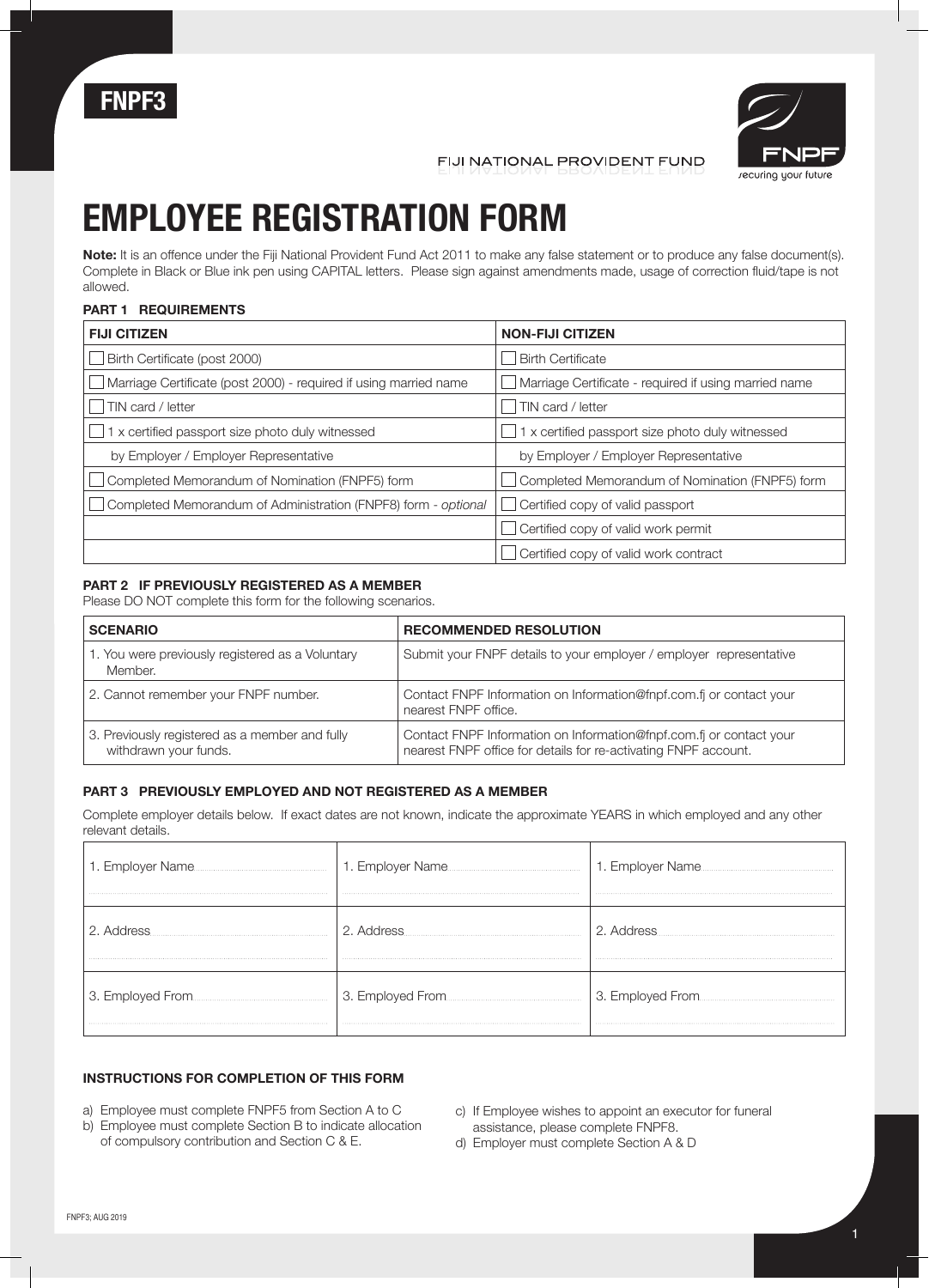FNPF3

FIJI NATIONAL PROVIDENT FUND

FNPF securing your future

# EMPLOYEE REGISTRATION FORM

**Note:** It is an offence under the Fiji National Provident Fund Act 2011 to make any false statement or to produce any false document(s). Complete in Black or Blue ink pen using CAPITAL letters. Please sign against amendments made, usage of correction fluid/tape is not allowed.

### PART 1 REQUIREMENTS

| FIJI CITIZEN | NON-FIJI CITIZEN |
|---|---|
| ☐ Birth Certificate (post 2000) | ☐ Birth Certificate |
| ☐ Marriage Certificate (post 2000) - required if using married name | ☐ Marriage Certificate - required if using married name |
| ☐ TIN card / letter | ☐ TIN card / letter |
| ☐ 1 x certified passport size photo duly witnessed | ☐ 1 x certified passport size photo duly witnessed |
| by Employer / Employer Representative | by Employer / Employer Representative |
| ☐ Completed Memorandum of Nomination (FNPF5) form | ☐ Completed Memorandum of Nomination (FNPF5) form |
| ☐ Completed Memorandum of Administration (FNPF8) form - *optional* | ☐ Certified copy of valid passport |
| | ☐ Certified copy of valid work permit |
| | ☐ Certified copy of valid work contract |

### PART 2 IF PREVIOUSLY REGISTERED AS A MEMBER

Please DO NOT complete this form for the following scenarios.

| SCENARIO | RECOMMENDED RESOLUTION |
|---|---|
| 1. You were previously registered as a Voluntary Member. | Submit your FNPF details to your employer / employer representative |
| 2. Cannot remember your FNPF number. | Contact FNPF Information on Information@fnpf.com.fj or contact your nearest FNPF office. |
| 3. Previously registered as a member and fully withdrawn your funds. | Contact FNPF Information on Information@fnpf.com.fj or contact your nearest FNPF office for details for re-activating FNPF account. |

### PART 3 PREVIOUSLY EMPLOYED AND NOT REGISTERED AS A MEMBER

Complete employer details below. If exact dates are not known, indicate the approximate YEARS in which employed and any other relevant details.

| | | |
|---|---|---|
| 1. Employer Name ........................ | 1. Employer Name ........................ | 1. Employer Name ........................ |
| 2. Address ........................ | 2. Address ........................ | 2. Address ........................ |
| 3. Employed From ........................ | 3. Employed From ........................ | 3. Employed From ........................ |

### INSTRUCTIONS FOR COMPLETION OF THIS FORM

a) Employee must complete FNPF5 from Section A to C
b) Employee must complete Section B to indicate allocation of compulsory contribution and Section C & E.
c) If Employee wishes to appoint an executor for funeral assistance, please complete FNPF8.
d) Employer must complete Section A & D

FNPF3; AUG 2019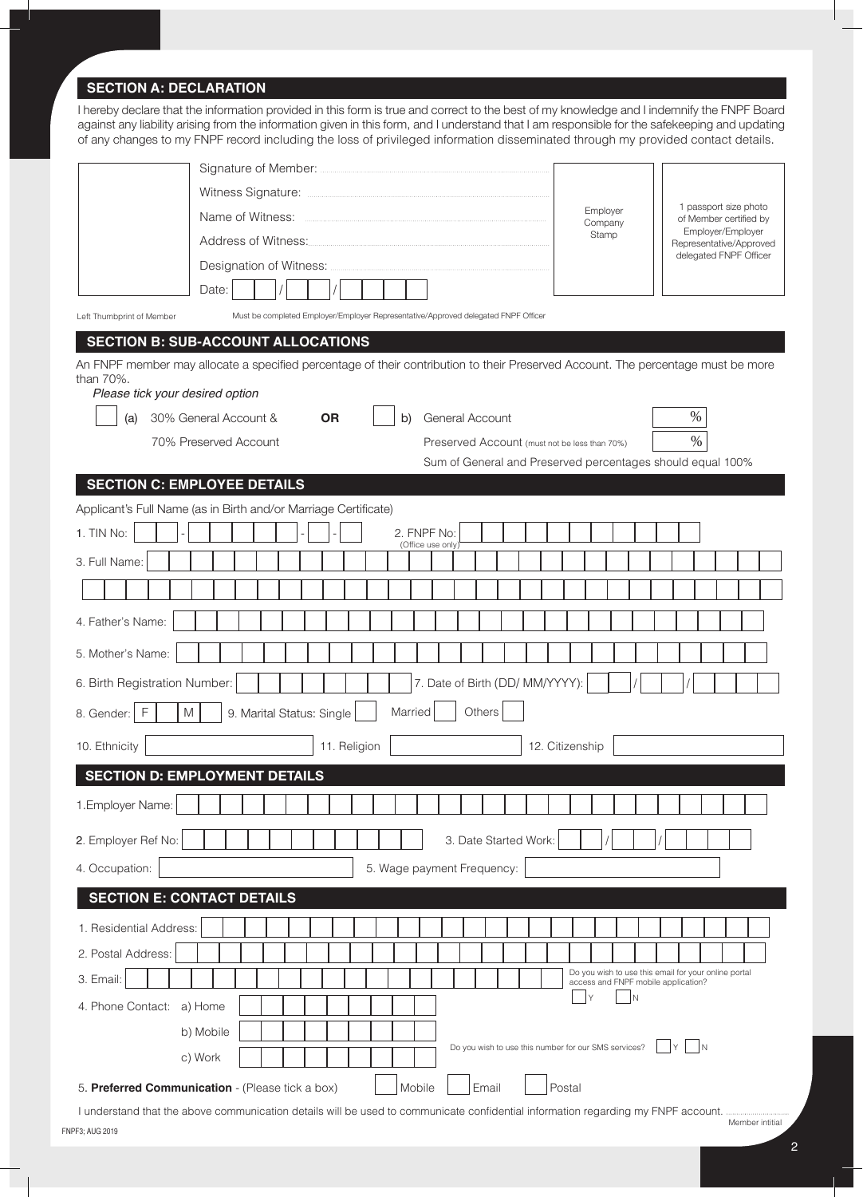## SECTION A: DECLARATION

I hereby declare that the information provided in this form is true and correct to the best of my knowledge and I indemnify the FNPF Board against any liability arising from the information given in this form, and I understand that I am responsible for the safekeeping and updating of any changes to my FNPF record including the loss of privileged information disseminated through my provided contact details.

| | | | |
|---|---|---|---|
| | Signature of Member: ......................<br>Witness Signature: ......................<br>Name of Witness: ......................<br>Address of Witness: ......................<br>Designation of Witness: ......................<br>Date: __ __ / __ __ / __ __ __ __ | Employer Company Stamp | 1 passport size photo of Member certified by Employer/Employer Representative/Approved delegated FNPF Officer |
| Left Thumbprint of Member | Must be completed Employer/Employer Representative/Approved delegated FNPF Officer | | |

## SECTION B: SUB-ACCOUNT ALLOCATIONS

An FNPF member may allocate a specified percentage of their contribution to their Preserved Account. The percentage must be more than 70%.

*Please tick your desired option*

☐ (a) 30% General Account & 70% Preserved Account

**OR**

☐ b) General Account ____ %
Preserved Account (must not be less than 70%) ____ %
Sum of General and Preserved percentages should equal 100%

## SECTION C: EMPLOYEE DETAILS

Applicant's Full Name (as in Birth and/or Marriage Certificate)

1. TIN No: __ __ - __ __ __ __ __ __ - __ __ - __  2. FNPF No: ______ (Office use only)

3. Full Name: ______________________

4. Father's Name: ______________________

5. Mother's Name: ______________________

6. Birth Registration Number: ______ 7. Date of Birth (DD/ MM/YYYY): __ __ / __ __ / __ __ __ __

8. Gender: F ☐ M ☐ 9. Marital Status: Single ☐ Married ☐ Others ☐

10. Ethnicity ______ 11. Religion ______ 12. Citizenship ______

## SECTION D: EMPLOYMENT DETAILS

1.Employer Name: ______________________

2. Employer Ref No: ______ 3. Date Started Work: __ __ / __ __ / __ __ __ __

4. Occupation: ______ 5. Wage payment Frequency: ______

## SECTION E: CONTACT DETAILS

1. Residential Address: ______________________

2. Postal Address: ______________________

3. Email: ______________________ Do you wish to use this email for your online portal access and FNPF mobile application? ☐ Y ☐ N

4. Phone Contact: a) Home ______
b) Mobile ______
c) Work ______

Do you wish to use this number for our SMS services? ☐ Y ☐ N

5. **Preferred Communication** - (Please tick a box) ☐ Mobile ☐ Email ☐ Postal

I understand that the above communication details will be used to communicate confidential information regarding my FNPF account. ...................... Member intitial

FNPF3; AUG 2019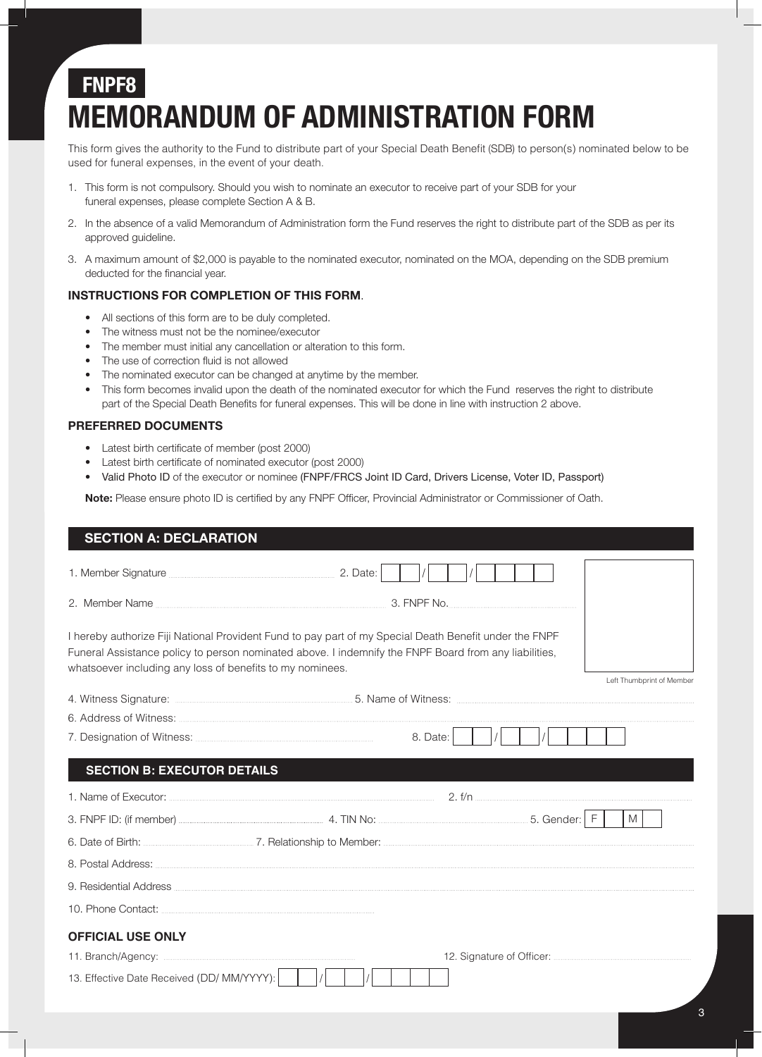**FNPF8**

# MEMORANDUM OF ADMINISTRATION FORM

This form gives the authority to the Fund to distribute part of your Special Death Benefit (SDB) to person(s) nominated below to be used for funeral expenses, in the event of your death.

1. This form is not compulsory. Should you wish to nominate an executor to receive part of your SDB for your funeral expenses, please complete Section A & B.
2. In the absence of a valid Memorandum of Administration form the Fund reserves the right to distribute part of the SDB as per its approved guideline.
3. A maximum amount of $2,000 is payable to the nominated executor, nominated on the MOA, depending on the SDB premium deducted for the financial year.

### INSTRUCTIONS FOR COMPLETION OF THIS FORM.

- All sections of this form are to be duly completed.
- The witness must not be the nominee/executor
- The member must initial any cancellation or alteration to this form.
- The use of correction fluid is not allowed
- The nominated executor can be changed at anytime by the member.
- This form becomes invalid upon the death of the nominated executor for which the Fund reserves the right to distribute part of the Special Death Benefits for funeral expenses. This will be done in line with instruction 2 above.

### PREFERRED DOCUMENTS

- Latest birth certificate of member (post 2000)
- Latest birth certificate of nominated executor (post 2000)
- Valid Photo ID of the executor or nominee (FNPF/FRCS Joint ID Card, Drivers License, Voter ID, Passport)

**Note:** Please ensure photo ID is certified by any FNPF Officer, Provincial Administrator or Commissioner of Oath.

## SECTION A: DECLARATION

1. Member Signature .................................... 2. Date: __ __ / __ __ / __ __ __ __

2. Member Name .................................... 3. FNPF No. ....................................

Left Thumbprint of Member

I hereby authorize Fiji National Provident Fund to pay part of my Special Death Benefit under the FNPF Funeral Assistance policy to person nominated above. I indemnify the FNPF Board from any liabilities, whatsoever including any loss of benefits to my nominees.

4. Witness Signature: .................................... 5. Name of Witness: ....................................

6. Address of Witness: ....................................

7. Designation of Witness: .................................... 8. Date: __ __ / __ __ / __ __ __ __

## SECTION B: EXECUTOR DETAILS

1. Name of Executor: .................................... 2. f/n ....................................

3. FNPF ID: (if member) .................................... 4. TIN No: .................................... 5. Gender: F [ ] M [ ]

6. Date of Birth: .................................... 7. Relationship to Member: ....................................

8. Postal Address: ....................................

9. Residential Address ....................................

10. Phone Contact: ....................................

### OFFICIAL USE ONLY

11. Branch/Agency: .................................... 12. Signature of Officer: ....................................

13. Effective Date Received (DD/ MM/YYYY): __ __ / __ __ / __ __ __ __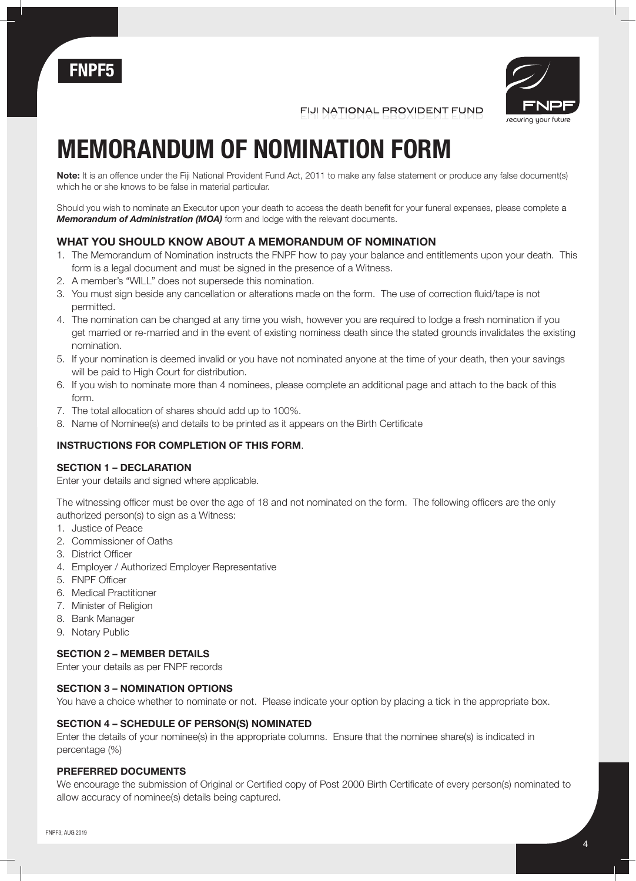FNPF5

FIJI NATIONAL PROVIDENT FUND

FNPF
securing your future

# MEMORANDUM OF NOMINATION FORM

**Note:** It is an offence under the Fiji National Provident Fund Act, 2011 to make any false statement or produce any false document(s) which he or she knows to be false in material particular.

Should you wish to nominate an Executor upon your death to access the death benefit for your funeral expenses, please complete a ***Memorandum of Administration (MOA)*** form and lodge with the relevant documents.

## WHAT YOU SHOULD KNOW ABOUT A MEMORANDUM OF NOMINATION

1. The Memorandum of Nomination instructs the FNPF how to pay your balance and entitlements upon your death. This form is a legal document and must be signed in the presence of a Witness.
2. A member's "WILL" does not supersede this nomination.
3. You must sign beside any cancellation or alterations made on the form. The use of correction fluid/tape is not permitted.
4. The nomination can be changed at any time you wish, however you are required to lodge a fresh nomination if you get married or re-married and in the event of existing nominess death since the stated grounds invalidates the existing nomination.
5. If your nomination is deemed invalid or you have not nominated anyone at the time of your death, then your savings will be paid to High Court for distribution.
6. If you wish to nominate more than 4 nominees, please complete an additional page and attach to the back of this form.
7. The total allocation of shares should add up to 100%.
8. Name of Nominee(s) and details to be printed as it appears on the Birth Certificate

### INSTRUCTIONS FOR COMPLETION OF THIS FORM.

#### SECTION 1 – DECLARATION

Enter your details and signed where applicable.

The witnessing officer must be over the age of 18 and not nominated on the form. The following officers are the only authorized person(s) to sign as a Witness:

1. Justice of Peace
2. Commissioner of Oaths
3. District Officer
4. Employer / Authorized Employer Representative
5. FNPF Officer
6. Medical Practitioner
7. Minister of Religion
8. Bank Manager
9. Notary Public

#### SECTION 2 – MEMBER DETAILS

Enter your details as per FNPF records

#### SECTION 3 – NOMINATION OPTIONS

You have a choice whether to nominate or not. Please indicate your option by placing a tick in the appropriate box.

#### SECTION 4 – SCHEDULE OF PERSON(S) NOMINATED

Enter the details of your nominee(s) in the appropriate columns. Ensure that the nominee share(s) is indicated in percentage (%)

#### PREFERRED DOCUMENTS

We encourage the submission of Original or Certified copy of Post 2000 Birth Certificate of every person(s) nominated to allow accuracy of nominee(s) details being captured.

FNPF3; AUG 2019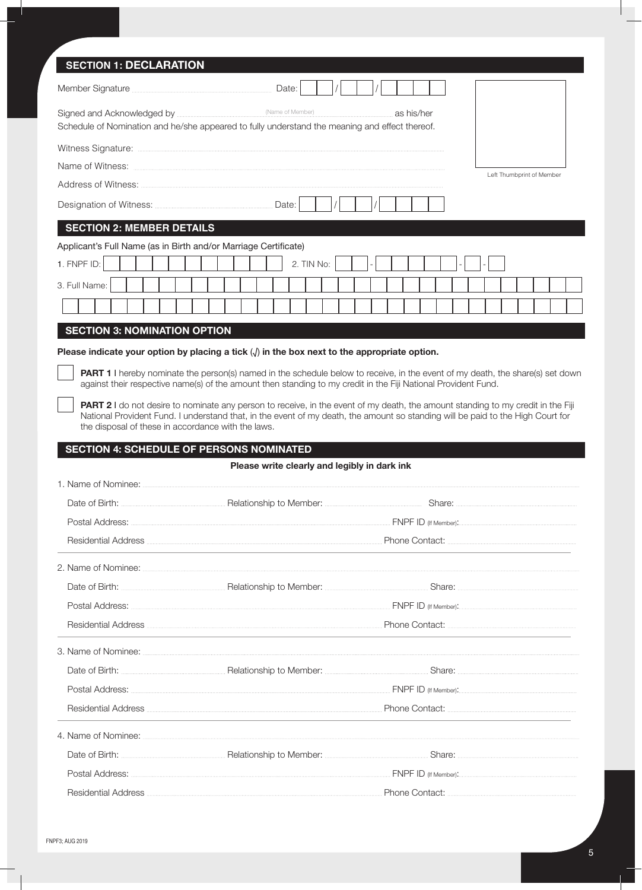## SECTION 1: DECLARATION

Member Signature .................................................. Date: ___ / ___ / ______

Signed and Acknowledged by .................................. (Name of Member) .................................. as his/her Schedule of Nomination and he/she appeared to fully understand the meaning and effect thereof.

Witness Signature: ..................................................

Name of Witness: ..................................................

Address of Witness: ..................................................

Designation of Witness: .................................................. Date: ___ / ___ / ______

Left Thumbprint of Member

## SECTION 2: MEMBER DETAILS

Applicant's Full Name (as in Birth and/or Marriage Certificate)

1. FNPF ID: __________ 2. TIN No: ___ - ______ - __ - __

3. Full Name: ________________________________________

## SECTION 3: NOMINATION OPTION

**Please indicate your option by placing a tick (√) in the box next to the appropriate option.**

☐ **PART 1** I hereby nominate the person(s) named in the schedule below to receive, in the event of my death, the share(s) set down against their respective name(s) of the amount then standing to my credit in the Fiji National Provident Fund.

☐ **PART 2** I do not desire to nominate any person to receive, in the event of my death, the amount standing to my credit in the Fiji National Provident Fund. I understand that, in the event of my death, the amount so standing will be paid to the High Court for the disposal of these in accordance with the laws.

## SECTION 4: SCHEDULE OF PERSONS NOMINATED

**Please write clearly and legibly in dark ink**

1. Name of Nominee: ..................................................
   Date of Birth: .................... Relationship to Member: .................... Share: ....................
   Postal Address: .................................................. FNPF ID (If Member): ....................
   Residential Address .................................................. Phone Contact: ....................

2. Name of Nominee: ..................................................
   Date of Birth: .................... Relationship to Member: .................... Share: ....................
   Postal Address: .................................................. FNPF ID (If Member): ....................
   Residential Address .................................................. Phone Contact: ....................

3. Name of Nominee: ..................................................
   Date of Birth: .................... Relationship to Member: .................... Share: ....................
   Postal Address: .................................................. FNPF ID (If Member): ....................
   Residential Address .................................................. Phone Contact: ....................

4. Name of Nominee: ..................................................
   Date of Birth: .................... Relationship to Member: .................... Share: ....................
   Postal Address: .................................................. FNPF ID (If Member): ....................
   Residential Address .................................................. Phone Contact: ....................

FNPF3; AUG 2019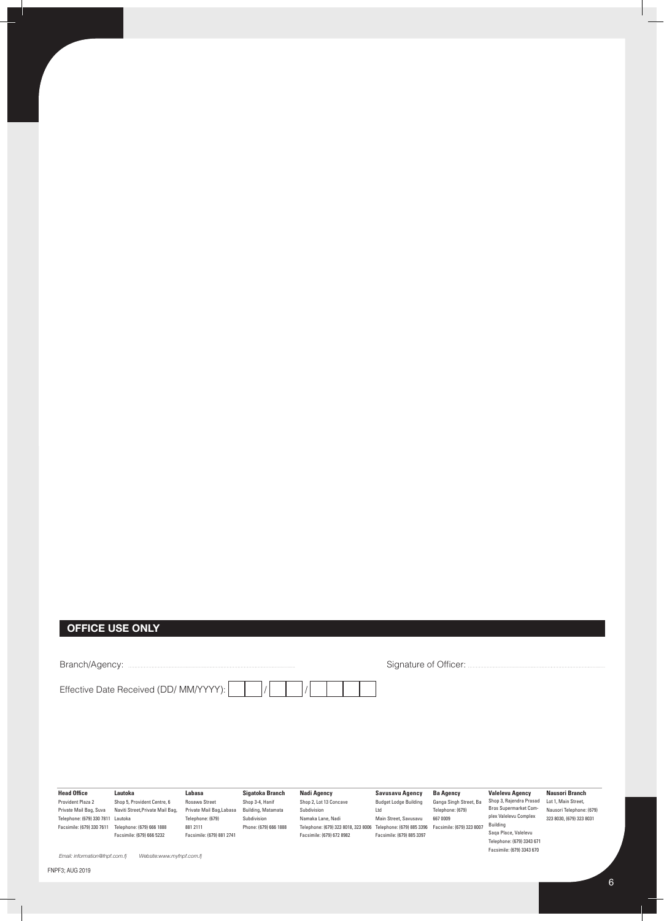## OFFICE USE ONLY

Branch/Agency: ..................................................................................... Signature of Officer: .....................................................................

Effective Date Received (DD/ MM/YYYY): [ ][ ] / [ ][ ] / [ ][ ][ ][ ]

**Head Office**
Provident Plaza 2
Private Mail Bag, Suva
Telephone: (679) 330 7811
Facsimile: (679) 330 7611

**Lautoka**
Shop 5, Provident Centre, 6 Naviti Street,Private Mail Bag, Lautoka
Telephone: (679) 666 1888
Facsimile: (679) 666 5232

**Labasa**
Rosawa Street
Private Mail Bag,Labasa
Telephone: (679) 881 2111
Facsimile: (679) 881 2741

**Sigatoka Branch**
Shop 3-4, Hanif Building, Matamata Subdivision
Phone: (679) 666 1888

**Nadi Agency**
Shop 2, Lot 13 Concave Subdivision
Namaka Lane, Nadi
Telephone: (679) 323 8018, 323 8006
Facsimile: (679) 672 8982

**Savusavu Agency**
Budget Lodge Building Ltd
Main Street, Savusavu
Telephone: (679) 885 3396
Facsimile: (679) 885 3397

**Ba Agency**
Ganga Singh Street, Ba
Telephone: (679) 667 0009
Facsimile: (679) 323 8007

**Valelevu Agency**
Shop 3, Rajendra Prasad Bros Supermarket Complex Valelevu Complex Building
Saqa Place, Valelevu
Telephone: (679) 3343 671
Facsimile: (679) 3343 670

**Nausori Branch**
Lot 1, Main Street,
Nausori Telephone: (679) 323 8030, (679) 323 8031

*Email: information@fnpf.com.fj* *Website:www.myfnpf.com.fj*

FNPF3; AUG 2019